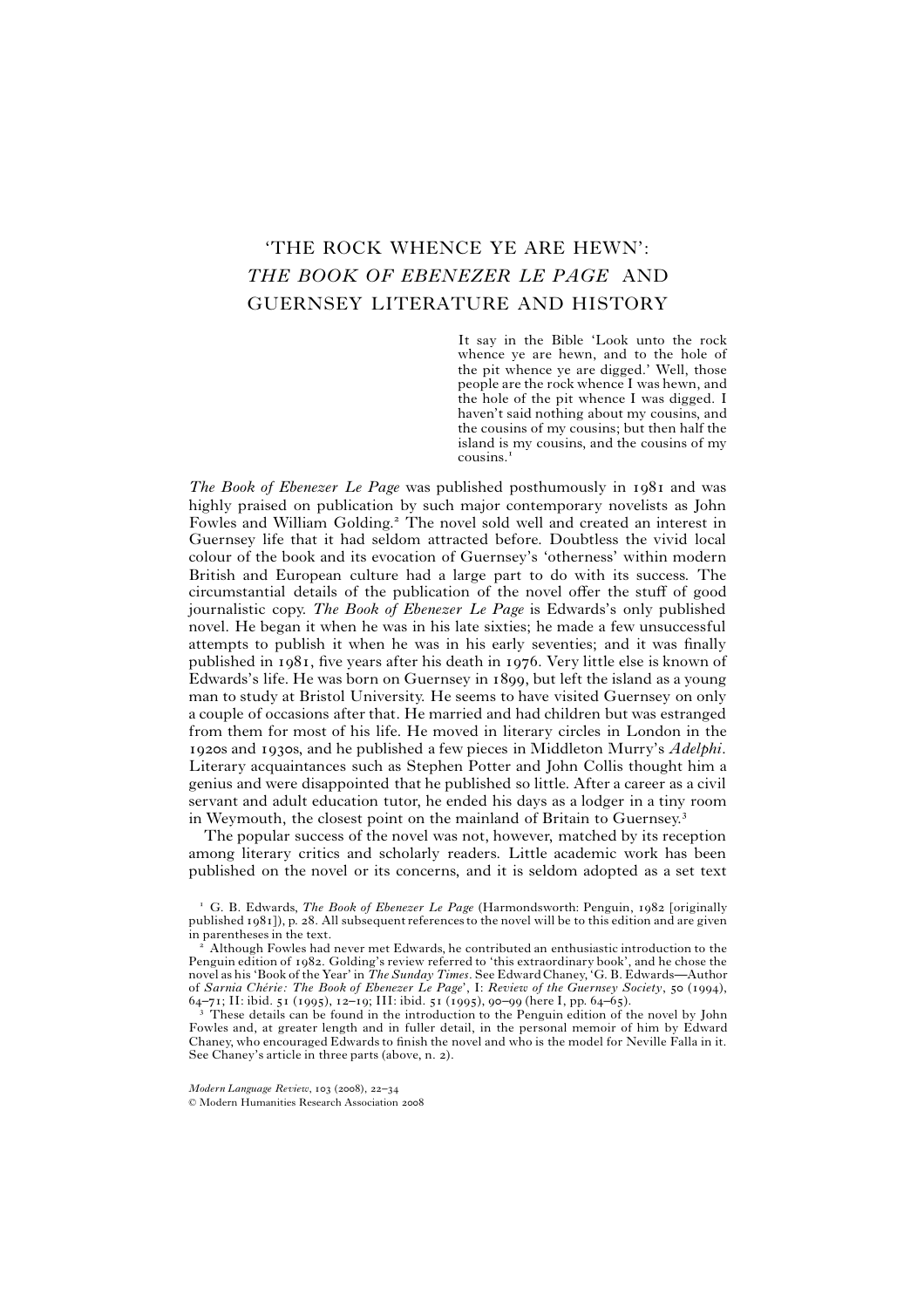# 'THE ROCK WHENCE YE ARE HEWN': *THE BOOK OF EBENEZER LE PAGE* AND GUERNSEY LITERATURE AND HISTORY

> It say in the Bible 'Look unto the rock whence ye are hewn, and to the hole of the pit whence ye are digged.' Well, those people are the rock whence I was hewn, and the hole of the pit whence I was digged. I haven't said nothing about my cousins, and the cousins of my cousins; but then half the island is my cousins, and the cousins of my cousins.[1]

*The Book of Ebenezer Le Page* was published posthumously in 1981 and was highly praised on publication by such major contemporary novelists as John Fowles and William Golding.[2] The novel sold well and created an interest in Guernsey life that it had seldom attracted before. Doubtless the vivid local colour of the book and its evocation of Guernsey's 'otherness' within modern British and European culture had a large part to do with its success. The circumstantial details of the publication of the novel offer the stuff of good journalistic copy. *The Book of Ebenezer Le Page* is Edwards's only published novel. He began it when he was in his late sixties; he made a few unsuccessful attempts to publish it when he was in his early seventies; and it was finally published in 1981, five years after his death in 1976. Very little else is known of Edwards's life. He was born on Guernsey in 1899, but left the island as a young man to study at Bristol University. He seems to have visited Guernsey on only a couple of occasions after that. He married and had children but was estranged from them for most of his life. He moved in literary circles in London in the 1920s and 1930s, and he published a few pieces in Middleton Murry's *Adelphi*. Literary acquaintances such as Stephen Potter and John Collis thought him a genius and were disappointed that he published so little. After a career as a civil servant and adult education tutor, he ended his days as a lodger in a tiny room in Weymouth, the closest point on the mainland of Britain to Guernsey.[3]

The popular success of the novel was not, however, matched by its reception among literary critics and scholarly readers. Little academic work has been published on the novel or its concerns, and it is seldom adopted as a set text

[1] G. B. Edwards, *The Book of Ebenezer Le Page* (Harmondsworth: Penguin, 1982 [originally published 1981]), p. 28. All subsequent references to the novel will be to this edition and are given in parentheses in the text.

[2] Although Fowles had never met Edwards, he contributed an enthusiastic introduction to the Penguin edition of 1982. Golding's review referred to 'this extraordinary book', and he chose the novel as his 'Book of the Year' in *The Sunday Times*. See Edward Chaney, 'G. B. Edwards—Author of *Sarnia Chérie: The Book of Ebenezer Le Page*', I: *Review of the Guernsey Society*, 50 (1994), 64–71; II: ibid. 51 (1995), 12–19; III: ibid. 51 (1995), 90–99 (here I, pp. 64–65).

[3] These details can be found in the introduction to the Penguin edition of the novel by John Fowles and, at greater length and in fuller detail, in the personal memoir of him by Edward Chaney, who encouraged Edwards to finish the novel and who is the model for Neville Falla in it. See Chaney's article in three parts (above, n. 2).

*Modern Language Review*, 103 (2008), 22–34
© Modern Humanities Research Association 2008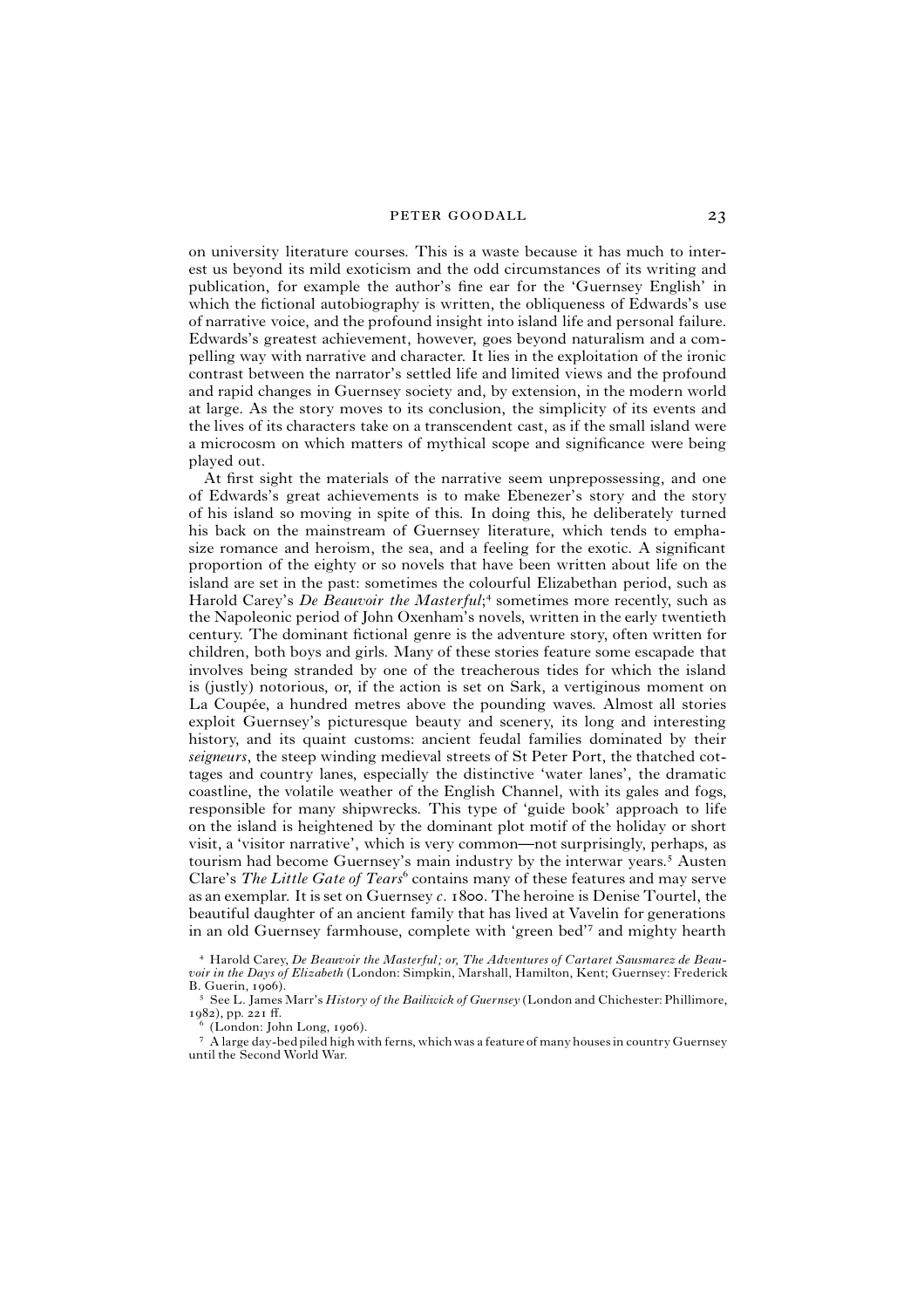on university literature courses. This is a waste because it has much to interest us beyond its mild exoticism and the odd circumstances of its writing and publication, for example the author's fine ear for the 'Guernsey English' in which the fictional autobiography is written, the obliqueness of Edwards's use of narrative voice, and the profound insight into island life and personal failure. Edwards's greatest achievement, however, goes beyond naturalism and a compelling way with narrative and character. It lies in the exploitation of the ironic contrast between the narrator's settled life and limited views and the profound and rapid changes in Guernsey society and, by extension, in the modern world at large. As the story moves to its conclusion, the simplicity of its events and the lives of its characters take on a transcendent cast, as if the small island were a microcosm on which matters of mythical scope and significance were being played out.

At first sight the materials of the narrative seem unprepossessing, and one of Edwards's great achievements is to make Ebenezer's story and the story of his island so moving in spite of this. In doing this, he deliberately turned his back on the mainstream of Guernsey literature, which tends to emphasize romance and heroism, the sea, and a feeling for the exotic. A significant proportion of the eighty or so novels that have been written about life on the island are set in the past: sometimes the colourful Elizabethan period, such as Harold Carey's *De Beauvoir the Masterful*;[4] sometimes more recently, such as the Napoleonic period of John Oxenham's novels, written in the early twentieth century. The dominant fictional genre is the adventure story, often written for children, both boys and girls. Many of these stories feature some escapade that involves being stranded by one of the treacherous tides for which the island is (justly) notorious, or, if the action is set on Sark, a vertiginous moment on La Coupée, a hundred metres above the pounding waves. Almost all stories exploit Guernsey's picturesque beauty and scenery, its long and interesting history, and its quaint customs: ancient feudal families dominated by their *seigneurs*, the steep winding medieval streets of St Peter Port, the thatched cottages and country lanes, especially the distinctive 'water lanes', the dramatic coastline, the volatile weather of the English Channel, with its gales and fogs, responsible for many shipwrecks. This type of 'guide book' approach to life on the island is heightened by the dominant plot motif of the holiday or short visit, a 'visitor narrative', which is very common—not surprisingly, perhaps, as tourism had become Guernsey's main industry by the interwar years.[5] Austen Clare's *The Little Gate of Tears*[6] contains many of these features and may serve as an exemplar. It is set on Guernsey *c.* 1800. The heroine is Denise Tourtel, the beautiful daughter of an ancient family that has lived at Vavelin for generations in an old Guernsey farmhouse, complete with 'green bed'[7] and mighty hearth

[4] Harold Carey, *De Beauvoir the Masterful; or, The Adventures of Cartaret Sausmarez de Beauvoir in the Days of Elizabeth* (London: Simpkin, Marshall, Hamilton, Kent; Guernsey: Frederick B. Guerin, 1906).

[5] See L. James Marr's *History of the Bailiwick of Guernsey* (London and Chichester: Phillimore, 1982), pp. 221 ff.

[6] (London: John Long, 1906).

[7] A large day-bed piled high with ferns, which was a feature of many houses in country Guernsey until the Second World War.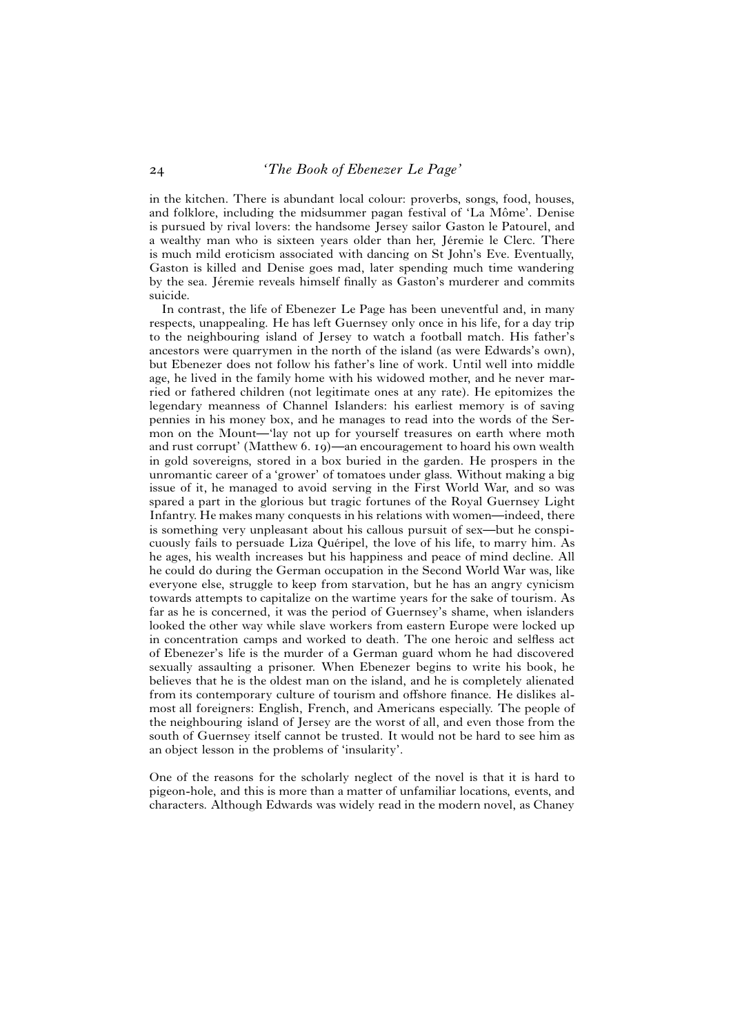in the kitchen. There is abundant local colour: proverbs, songs, food, houses, and folklore, including the midsummer pagan festival of 'La Môme'. Denise is pursued by rival lovers: the handsome Jersey sailor Gaston le Patourel, and a wealthy man who is sixteen years older than her, Jéremie le Clerc. There is much mild eroticism associated with dancing on St John's Eve. Eventually, Gaston is killed and Denise goes mad, later spending much time wandering by the sea. Jéremie reveals himself finally as Gaston's murderer and commits suicide.

In contrast, the life of Ebenezer Le Page has been uneventful and, in many respects, unappealing. He has left Guernsey only once in his life, for a day trip to the neighbouring island of Jersey to watch a football match. His father's ancestors were quarrymen in the north of the island (as were Edwards's own), but Ebenezer does not follow his father's line of work. Until well into middle age, he lived in the family home with his widowed mother, and he never married or fathered children (not legitimate ones at any rate). He epitomizes the legendary meanness of Channel Islanders: his earliest memory is of saving pennies in his money box, and he manages to read into the words of the Sermon on the Mount—'lay not up for yourself treasures on earth where moth and rust corrupt' (Matthew 6. 19)—an encouragement to hoard his own wealth in gold sovereigns, stored in a box buried in the garden. He prospers in the unromantic career of a 'grower' of tomatoes under glass. Without making a big issue of it, he managed to avoid serving in the First World War, and so was spared a part in the glorious but tragic fortunes of the Royal Guernsey Light Infantry. He makes many conquests in his relations with women—indeed, there is something very unpleasant about his callous pursuit of sex—but he conspicuously fails to persuade Liza Quéripel, the love of his life, to marry him. As he ages, his wealth increases but his happiness and peace of mind decline. All he could do during the German occupation in the Second World War was, like everyone else, struggle to keep from starvation, but he has an angry cynicism towards attempts to capitalize on the wartime years for the sake of tourism. As far as he is concerned, it was the period of Guernsey's shame, when islanders looked the other way while slave workers from eastern Europe were locked up in concentration camps and worked to death. The one heroic and selfless act of Ebenezer's life is the murder of a German guard whom he had discovered sexually assaulting a prisoner. When Ebenezer begins to write his book, he believes that he is the oldest man on the island, and he is completely alienated from its contemporary culture of tourism and offshore finance. He dislikes almost all foreigners: English, French, and Americans especially. The people of the neighbouring island of Jersey are the worst of all, and even those from the south of Guernsey itself cannot be trusted. It would not be hard to see him as an object lesson in the problems of 'insularity'.

One of the reasons for the scholarly neglect of the novel is that it is hard to pigeon-hole, and this is more than a matter of unfamiliar locations, events, and characters. Although Edwards was widely read in the modern novel, as Chaney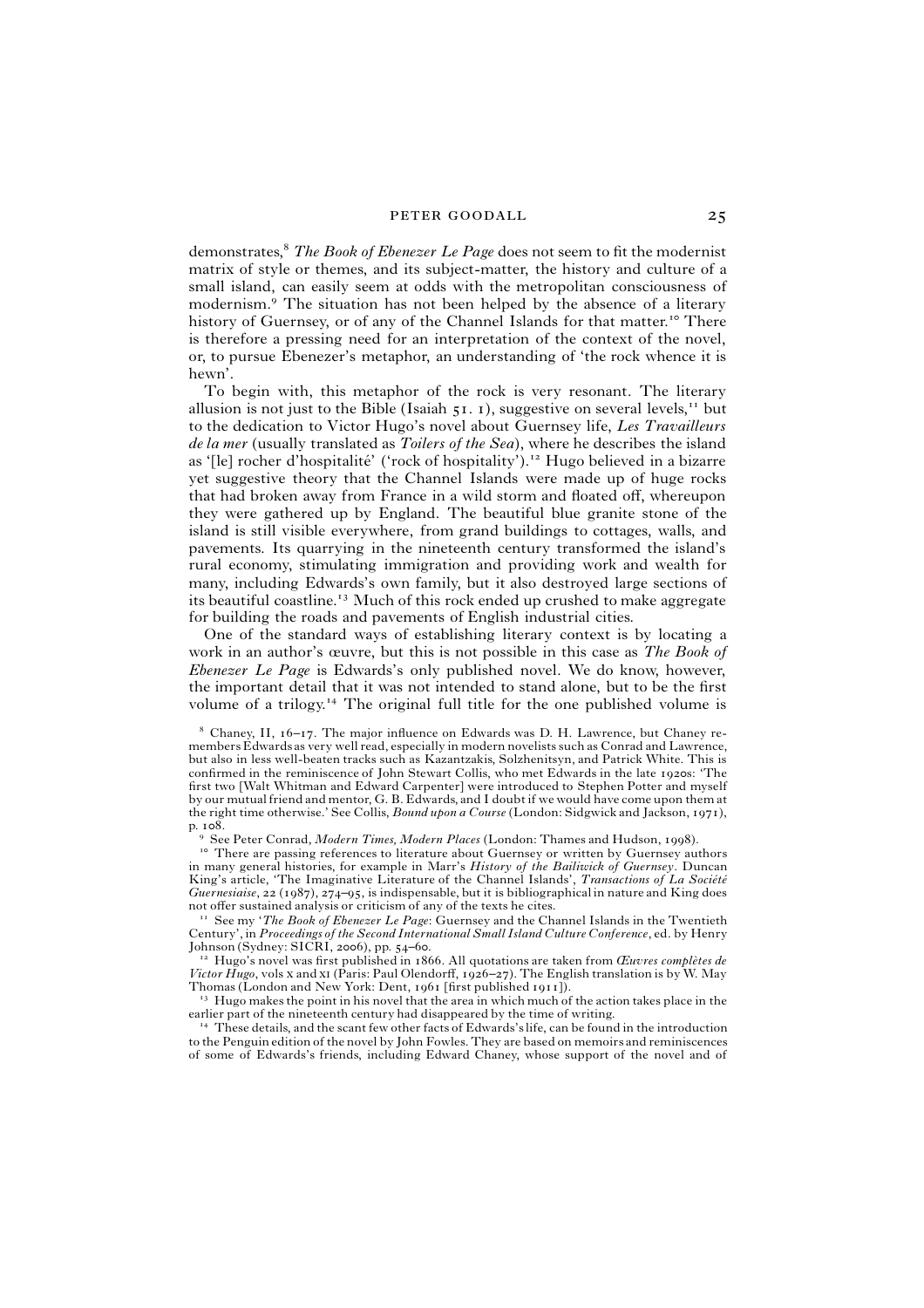demonstrates,[8] *The Book of Ebenezer Le Page* does not seem to fit the modernist matrix of style or themes, and its subject-matter, the history and culture of a small island, can easily seem at odds with the metropolitan consciousness of modernism.[9] The situation has not been helped by the absence of a literary history of Guernsey, or of any of the Channel Islands for that matter.[10] There is therefore a pressing need for an interpretation of the context of the novel, or, to pursue Ebenezer's metaphor, an understanding of 'the rock whence it is hewn'.

To begin with, this metaphor of the rock is very resonant. The literary allusion is not just to the Bible (Isaiah 51. 1), suggestive on several levels,[11] but to the dedication to Victor Hugo's novel about Guernsey life, *Les Travailleurs de la mer* (usually translated as *Toilers of the Sea*), where he describes the island as '[le] rocher d'hospitalité' ('rock of hospitality').[12] Hugo believed in a bizarre yet suggestive theory that the Channel Islands were made up of huge rocks that had broken away from France in a wild storm and floated off, whereupon they were gathered up by England. The beautiful blue granite stone of the island is still visible everywhere, from grand buildings to cottages, walls, and pavements. Its quarrying in the nineteenth century transformed the island's rural economy, stimulating immigration and providing work and wealth for many, including Edwards's own family, but it also destroyed large sections of its beautiful coastline.[13] Much of this rock ended up crushed to make aggregate for building the roads and pavements of English industrial cities.

One of the standard ways of establishing literary context is by locating a work in an author's œuvre, but this is not possible in this case as *The Book of Ebenezer Le Page* is Edwards's only published novel. We do know, however, the important detail that it was not intended to stand alone, but to be the first volume of a trilogy.[14] The original full title for the one published volume is

[8] Chaney, II, 16–17. The major influence on Edwards was D. H. Lawrence, but Chaney remembers Edwards as very well read, especially in modern novelists such as Conrad and Lawrence, but also in less well-beaten tracks such as Kazantzakis, Solzhenitsyn, and Patrick White. This is confirmed in the reminiscence of John Stewart Collis, who met Edwards in the late 1920s: 'The first two [Walt Whitman and Edward Carpenter] were introduced to Stephen Potter and myself by our mutual friend and mentor, G. B. Edwards, and I doubt if we would have come upon them at the right time otherwise.' See Collis, *Bound upon a Course* (London: Sidgwick and Jackson, 1971), p. 108.

[9] See Peter Conrad, *Modern Times, Modern Places* (London: Thames and Hudson, 1998).

[10] There are passing references to literature about Guernsey or written by Guernsey authors in many general histories, for example in Marr's *History of the Bailiwick of Guernsey*. Duncan King's article, 'The Imaginative Literature of the Channel Islands', *Transactions of La Société Guernesiaise*, 22 (1987), 274–95, is indispensable, but it is bibliographical in nature and King does not offer sustained analysis or criticism of any of the texts he cites.

[11] See my '*The Book of Ebenezer Le Page*: Guernsey and the Channel Islands in the Twentieth Century', in *Proceedings of the Second International Small Island Culture Conference*, ed. by Henry Johnson (Sydney: SICRI, 2006), pp. 54–60.

[12] Hugo's novel was first published in 1866. All quotations are taken from *Œuvres complètes de Victor Hugo*, vols x and xi (Paris: Paul Olendorff, 1926–27). The English translation is by W. May Thomas (London and New York: Dent, 1961 [first published 1911]).

[13] Hugo makes the point in his novel that the area in which much of the action takes place in the earlier part of the nineteenth century had disappeared by the time of writing.

[14] These details, and the scant few other facts of Edwards's life, can be found in the introduction to the Penguin edition of the novel by John Fowles. They are based on memoirs and reminiscences of some of Edwards's friends, including Edward Chaney, whose support of the novel and of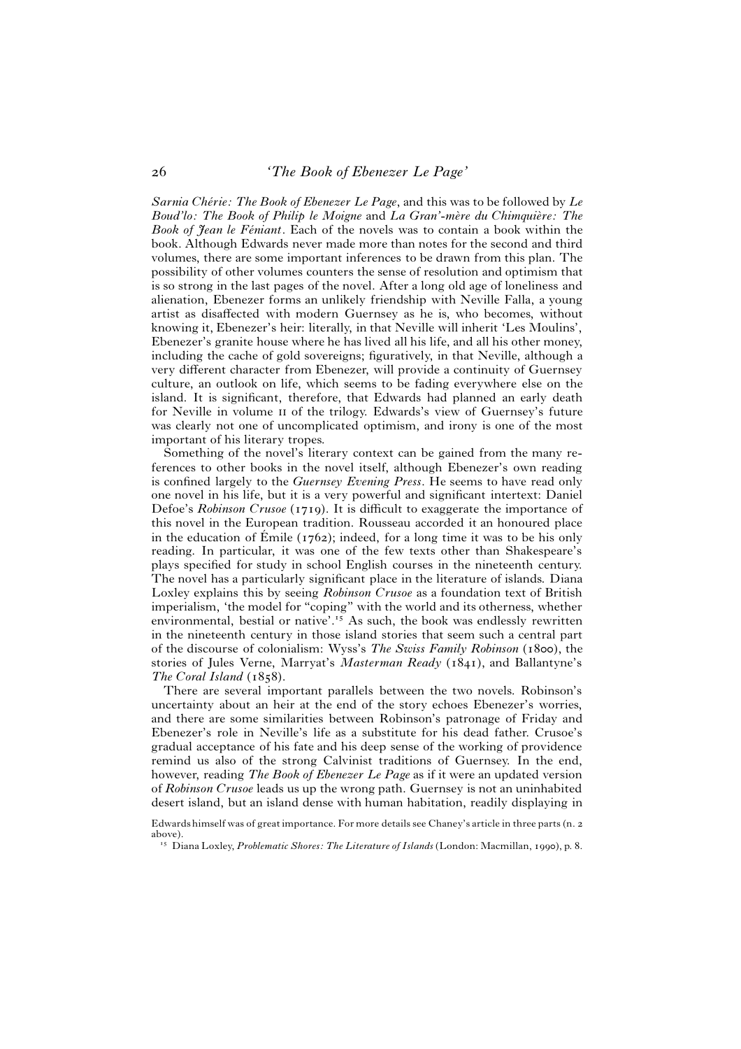*Sarnia Chérie: The Book of Ebenezer Le Page*, and this was to be followed by *Le Boud'lo: The Book of Philip le Moigne* and *La Gran'-mère du Chimquière: The Book of Jean le Féniant*. Each of the novels was to contain a book within the book. Although Edwards never made more than notes for the second and third volumes, there are some important inferences to be drawn from this plan. The possibility of other volumes counters the sense of resolution and optimism that is so strong in the last pages of the novel. After a long old age of loneliness and alienation, Ebenezer forms an unlikely friendship with Neville Falla, a young artist as disaffected with modern Guernsey as he is, who becomes, without knowing it, Ebenezer's heir: literally, in that Neville will inherit 'Les Moulins', Ebenezer's granite house where he has lived all his life, and all his other money, including the cache of gold sovereigns; figuratively, in that Neville, although a very different character from Ebenezer, will provide a continuity of Guernsey culture, an outlook on life, which seems to be fading everywhere else on the island. It is significant, therefore, that Edwards had planned an early death for Neville in volume II of the trilogy. Edwards's view of Guernsey's future was clearly not one of uncomplicated optimism, and irony is one of the most important of his literary tropes.

Something of the novel's literary context can be gained from the many references to other books in the novel itself, although Ebenezer's own reading is confined largely to the *Guernsey Evening Press*. He seems to have read only one novel in his life, but it is a very powerful and significant intertext: Daniel Defoe's *Robinson Crusoe* (1719). It is difficult to exaggerate the importance of this novel in the European tradition. Rousseau accorded it an honoured place in the education of Émile (1762); indeed, for a long time it was to be his only reading. In particular, it was one of the few texts other than Shakespeare's plays specified for study in school English courses in the nineteenth century. The novel has a particularly significant place in the literature of islands. Diana Loxley explains this by seeing *Robinson Crusoe* as a foundation text of British imperialism, 'the model for "coping" with the world and its otherness, whether environmental, bestial or native'.[15] As such, the book was endlessly rewritten in the nineteenth century in those island stories that seem such a central part of the discourse of colonialism: Wyss's *The Swiss Family Robinson* (1800), the stories of Jules Verne, Marryat's *Masterman Ready* (1841), and Ballantyne's *The Coral Island* (1858).

There are several important parallels between the two novels. Robinson's uncertainty about an heir at the end of the story echoes Ebenezer's worries, and there are some similarities between Robinson's patronage of Friday and Ebenezer's role in Neville's life as a substitute for his dead father. Crusoe's gradual acceptance of his fate and his deep sense of the working of providence remind us also of the strong Calvinist traditions of Guernsey. In the end, however, reading *The Book of Ebenezer Le Page* as if it were an updated version of *Robinson Crusoe* leads us up the wrong path. Guernsey is not an uninhabited desert island, but an island dense with human habitation, readily displaying in

Edwards himself was of great importance. For more details see Chaney's article in three parts (n. 2 above).

[15] Diana Loxley, *Problematic Shores: The Literature of Islands* (London: Macmillan, 1990), p. 8.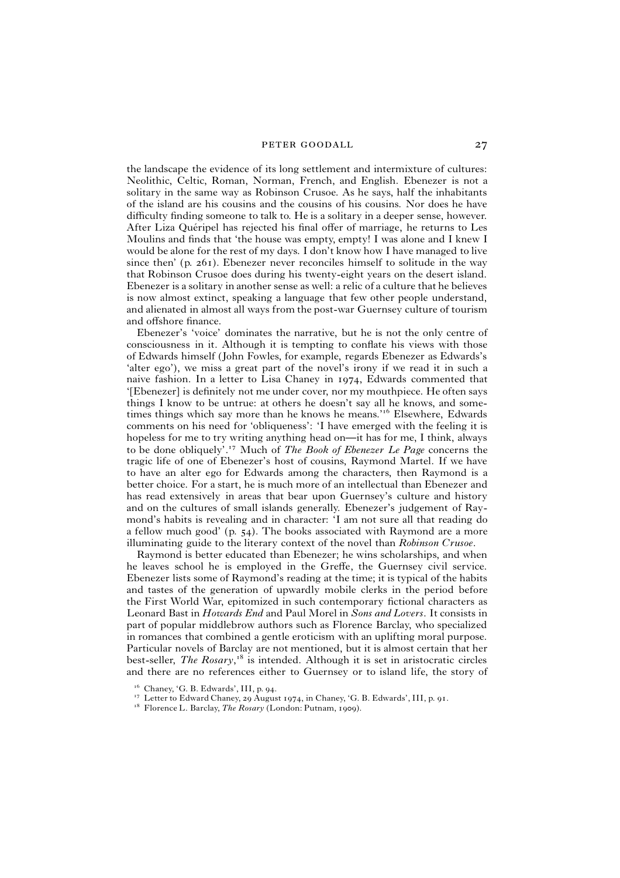the landscape the evidence of its long settlement and intermixture of cultures: Neolithic, Celtic, Roman, Norman, French, and English. Ebenezer is not a solitary in the same way as Robinson Crusoe. As he says, half the inhabitants of the island are his cousins and the cousins of his cousins. Nor does he have difficulty finding someone to talk to. He is a solitary in a deeper sense, however. After Liza Quéripel has rejected his final offer of marriage, he returns to Les Moulins and finds that 'the house was empty, empty! I was alone and I knew I would be alone for the rest of my days. I don't know how I have managed to live since then' (p. 261). Ebenezer never reconciles himself to solitude in the way that Robinson Crusoe does during his twenty-eight years on the desert island. Ebenezer is a solitary in another sense as well: a relic of a culture that he believes is now almost extinct, speaking a language that few other people understand, and alienated in almost all ways from the post-war Guernsey culture of tourism and offshore finance.

Ebenezer's 'voice' dominates the narrative, but he is not the only centre of consciousness in it. Although it is tempting to conflate his views with those of Edwards himself (John Fowles, for example, regards Ebenezer as Edwards's 'alter ego'), we miss a great part of the novel's irony if we read it in such a naive fashion. In a letter to Lisa Chaney in 1974, Edwards commented that '[Ebenezer] is definitely not me under cover, nor my mouthpiece. He often says things I know to be untrue: at others he doesn't say all he knows, and sometimes things which say more than he knows he means.'[16] Elsewhere, Edwards comments on his need for 'obliqueness': 'I have emerged with the feeling it is hopeless for me to try writing anything head on—it has for me, I think, always to be done obliquely'.[17] Much of *The Book of Ebenezer Le Page* concerns the tragic life of one of Ebenezer's host of cousins, Raymond Martel. If we have to have an alter ego for Edwards among the characters, then Raymond is a better choice. For a start, he is much more of an intellectual than Ebenezer and has read extensively in areas that bear upon Guernsey's culture and history and on the cultures of small islands generally. Ebenezer's judgement of Raymond's habits is revealing and in character: 'I am not sure all that reading do a fellow much good' (p. 54). The books associated with Raymond are a more illuminating guide to the literary context of the novel than *Robinson Crusoe*.

Raymond is better educated than Ebenezer; he wins scholarships, and when he leaves school he is employed in the Greffe, the Guernsey civil service. Ebenezer lists some of Raymond's reading at the time; it is typical of the habits and tastes of the generation of upwardly mobile clerks in the period before the First World War, epitomized in such contemporary fictional characters as Leonard Bast in *Howards End* and Paul Morel in *Sons and Lovers*. It consists in part of popular middlebrow authors such as Florence Barclay, who specialized in romances that combined a gentle eroticism with an uplifting moral purpose. Particular novels of Barclay are not mentioned, but it is almost certain that her best-seller, *The Rosary*,[18] is intended. Although it is set in aristocratic circles and there are no references either to Guernsey or to island life, the story of

[16] Chaney, 'G. B. Edwards', III, p. 94.

[17] Letter to Edward Chaney, 29 August 1974, in Chaney, 'G. B. Edwards', III, p. 91.

[18] Florence L. Barclay, *The Rosary* (London: Putnam, 1909).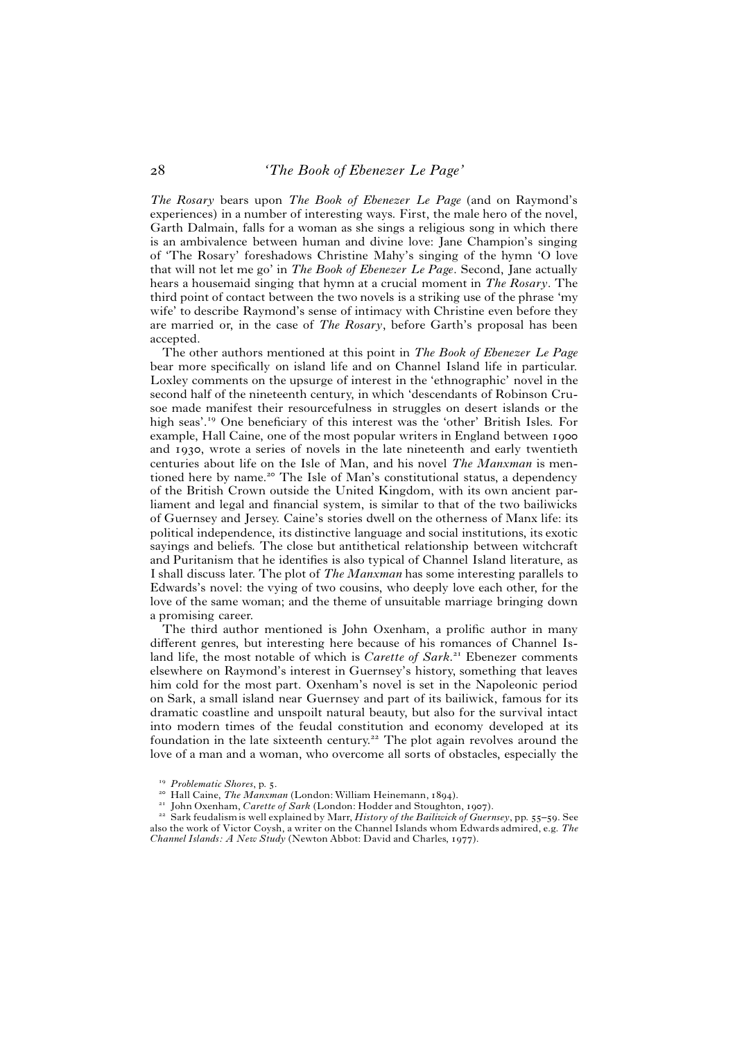*The Rosary* bears upon *The Book of Ebenezer Le Page* (and on Raymond's experiences) in a number of interesting ways. First, the male hero of the novel, Garth Dalmain, falls for a woman as she sings a religious song in which there is an ambivalence between human and divine love: Jane Champion's singing of 'The Rosary' foreshadows Christine Mahy's singing of the hymn 'O love that will not let me go' in *The Book of Ebenezer Le Page*. Second, Jane actually hears a housemaid singing that hymn at a crucial moment in *The Rosary*. The third point of contact between the two novels is a striking use of the phrase 'my wife' to describe Raymond's sense of intimacy with Christine even before they are married or, in the case of *The Rosary*, before Garth's proposal has been accepted.

The other authors mentioned at this point in *The Book of Ebenezer Le Page* bear more specifically on island life and on Channel Island life in particular. Loxley comments on the upsurge of interest in the 'ethnographic' novel in the second half of the nineteenth century, in which 'descendants of Robinson Crusoe made manifest their resourcefulness in struggles on desert islands or the high seas'.[19] One beneficiary of this interest was the 'other' British Isles. For example, Hall Caine, one of the most popular writers in England between 1900 and 1930, wrote a series of novels in the late nineteenth and early twentieth centuries about life on the Isle of Man, and his novel *The Manxman* is mentioned here by name.[20] The Isle of Man's constitutional status, a dependency of the British Crown outside the United Kingdom, with its own ancient parliament and legal and financial system, is similar to that of the two bailiwicks of Guernsey and Jersey. Caine's stories dwell on the otherness of Manx life: its political independence, its distinctive language and social institutions, its exotic sayings and beliefs. The close but antithetical relationship between witchcraft and Puritanism that he identifies is also typical of Channel Island literature, as I shall discuss later. The plot of *The Manxman* has some interesting parallels to Edwards's novel: the vying of two cousins, who deeply love each other, for the love of the same woman; and the theme of unsuitable marriage bringing down a promising career.

The third author mentioned is John Oxenham, a prolific author in many different genres, but interesting here because of his romances of Channel Island life, the most notable of which is *Carette of Sark*.[21] Ebenezer comments elsewhere on Raymond's interest in Guernsey's history, something that leaves him cold for the most part. Oxenham's novel is set in the Napoleonic period on Sark, a small island near Guernsey and part of its bailiwick, famous for its dramatic coastline and unspoilt natural beauty, but also for the survival intact into modern times of the feudal constitution and economy developed at its foundation in the late sixteenth century.[22] The plot again revolves around the love of a man and a woman, who overcome all sorts of obstacles, especially the

[19] *Problematic Shores*, p. 5.

[20] Hall Caine, *The Manxman* (London: William Heinemann, 1894).

[21] John Oxenham, *Carette of Sark* (London: Hodder and Stoughton, 1907).

[22] Sark feudalism is well explained by Marr, *History of the Bailiwick of Guernsey*, pp. 55–59. See also the work of Victor Coysh, a writer on the Channel Islands whom Edwards admired, e.g. *The Channel Islands: A New Study* (Newton Abbot: David and Charles, 1977).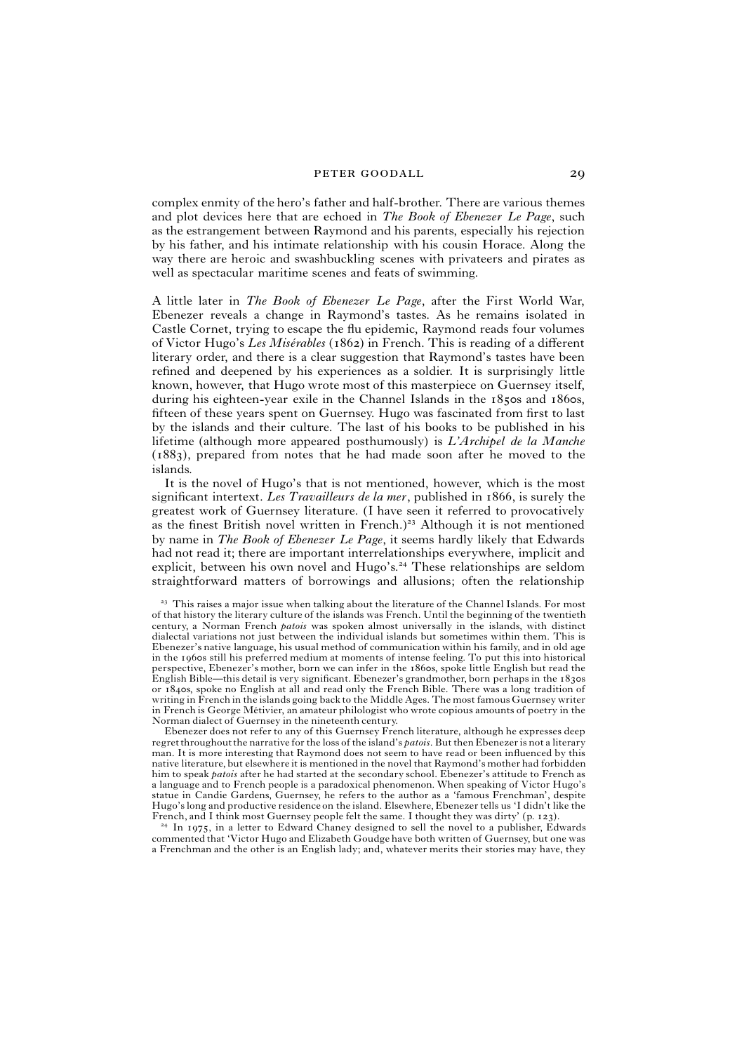complex enmity of the hero's father and half-brother. There are various themes and plot devices here that are echoed in *The Book of Ebenezer Le Page*, such as the estrangement between Raymond and his parents, especially his rejection by his father, and his intimate relationship with his cousin Horace. Along the way there are heroic and swashbuckling scenes with privateers and pirates as well as spectacular maritime scenes and feats of swimming.

A little later in *The Book of Ebenezer Le Page*, after the First World War, Ebenezer reveals a change in Raymond's tastes. As he remains isolated in Castle Cornet, trying to escape the flu epidemic, Raymond reads four volumes of Victor Hugo's *Les Misérables* (1862) in French. This is reading of a different literary order, and there is a clear suggestion that Raymond's tastes have been refined and deepened by his experiences as a soldier. It is surprisingly little known, however, that Hugo wrote most of this masterpiece on Guernsey itself, during his eighteen-year exile in the Channel Islands in the 1850s and 1860s, fifteen of these years spent on Guernsey. Hugo was fascinated from first to last by the islands and their culture. The last of his books to be published in his lifetime (although more appeared posthumously) is *L'Archipel de la Manche* (1883), prepared from notes that he had made soon after he moved to the islands.

It is the novel of Hugo's that is not mentioned, however, which is the most significant intertext. *Les Travailleurs de la mer*, published in 1866, is surely the greatest work of Guernsey literature. (I have seen it referred to provocatively as the finest British novel written in French.)[23] Although it is not mentioned by name in *The Book of Ebenezer Le Page*, it seems hardly likely that Edwards had not read it; there are important interrelationships everywhere, implicit and explicit, between his own novel and Hugo's.[24] These relationships are seldom straightforward matters of borrowings and allusions; often the relationship

[23] This raises a major issue when talking about the literature of the Channel Islands. For most of that history the literary culture of the islands was French. Until the beginning of the twentieth century, a Norman French *patois* was spoken almost universally in the islands, with distinct dialectal variations not just between the individual islands but sometimes within them. This is Ebenezer's native language, his usual method of communication within his family, and in old age in the 1960s still his preferred medium at moments of intense feeling. To put this into historical perspective, Ebenezer's mother, born we can infer in the 1860s, spoke little English but read the English Bible—this detail is very significant. Ebenezer's grandmother, born perhaps in the 1830s or 1840s, spoke no English at all and read only the French Bible. There was a long tradition of writing in French in the islands going back to the Middle Ages. The most famous Guernsey writer in French is George Métivier, an amateur philologist who wrote copious amounts of poetry in the Norman dialect of Guernsey in the nineteenth century.

Ebenezer does not refer to any of this Guernsey French literature, although he expresses deep regret throughout the narrative for the loss of the island's *patois*. But then Ebenezer is not a literary man. It is more interesting that Raymond does not seem to have read or been influenced by this native literature, but elsewhere it is mentioned in the novel that Raymond's mother had forbidden him to speak *patois* after he had started at the secondary school. Ebenezer's attitude to French as a language and to French people is a paradoxical phenomenon. When speaking of Victor Hugo's statue in Candie Gardens, Guernsey, he refers to the author as a 'famous Frenchman', despite Hugo's long and productive residence on the island. Elsewhere, Ebenezer tells us 'I didn't like the French, and I think most Guernsey people felt the same. I thought they was dirty' (p. 123).

[24] In 1975, in a letter to Edward Chaney designed to sell the novel to a publisher, Edwards commented that 'Victor Hugo and Elizabeth Goudge have both written of Guernsey, but one was a Frenchman and the other is an English lady; and, whatever merits their stories may have, they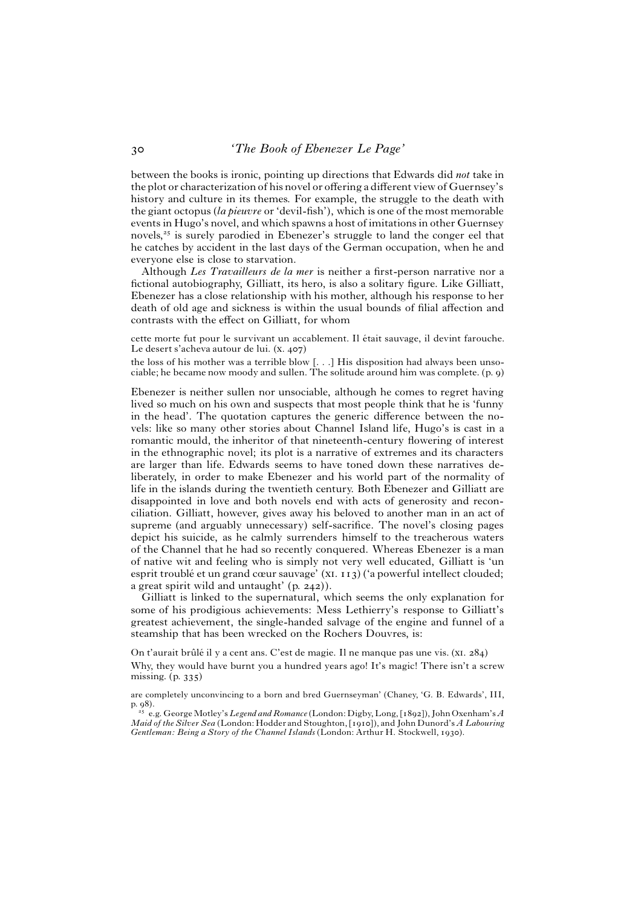between the books is ironic, pointing up directions that Edwards did *not* take in the plot or characterization of his novel or offering a different view of Guernsey's history and culture in its themes. For example, the struggle to the death with the giant octopus (*la pieuvre* or 'devil-fish'), which is one of the most memorable events in Hugo's novel, and which spawns a host of imitations in other Guernsey novels,[25] is surely parodied in Ebenezer's struggle to land the conger eel that he catches by accident in the last days of the German occupation, when he and everyone else is close to starvation.

Although *Les Travailleurs de la mer* is neither a first-person narrative nor a fictional autobiography, Gilliatt, its hero, is also a solitary figure. Like Gilliatt, Ebenezer has a close relationship with his mother, although his response to her death of old age and sickness is within the usual bounds of filial affection and contrasts with the effect on Gilliatt, for whom

> cette morte fut pour le survivant un accablement. Il était sauvage, il devint farouche. Le desert s'acheva autour de lui. (X. 407)
>
> the loss of his mother was a terrible blow [. . .] His disposition had always been unsociable; he became now moody and sullen. The solitude around him was complete. (p. 9)

Ebenezer is neither sullen nor unsociable, although he comes to regret having lived so much on his own and suspects that most people think that he is 'funny in the head'. The quotation captures the generic difference between the novels: like so many other stories about Channel Island life, Hugo's is cast in a romantic mould, the inheritor of that nineteenth-century flowering of interest in the ethnographic novel; its plot is a narrative of extremes and its characters are larger than life. Edwards seems to have toned down these narratives deliberately, in order to make Ebenezer and his world part of the normality of life in the islands during the twentieth century. Both Ebenezer and Gilliatt are disappointed in love and both novels end with acts of generosity and reconciliation. Gilliatt, however, gives away his beloved to another man in an act of supreme (and arguably unnecessary) self-sacrifice. The novel's closing pages depict his suicide, as he calmly surrenders himself to the treacherous waters of the Channel that he had so recently conquered. Whereas Ebenezer is a man of native wit and feeling who is simply not very well educated, Gilliatt is 'un esprit troublé et un grand cœur sauvage' (XI. 113) ('a powerful intellect clouded; a great spirit wild and untaught' (p. 242)).

Gilliatt is linked to the supernatural, which seems the only explanation for some of his prodigious achievements: Mess Lethierry's response to Gilliatt's greatest achievement, the single-handed salvage of the engine and funnel of a steamship that has been wrecked on the Rochers Douvres, is:

> On t'aurait brûlé il y a cent ans. C'est de magie. Il ne manque pas une vis. (XI. 284)
>
> Why, they would have burnt you a hundred years ago! It's magic! There isn't a screw missing. (p. 335)

are completely unconvincing to a born and bred Guernseyman' (Chaney, 'G. B. Edwards', III, p. 98).

[25] e.g. George Motley's *Legend and Romance* (London: Digby, Long, [1892]), John Oxenham's *A Maid of the Silver Sea* (London: Hodder and Stoughton, [1910]), and John Dunord's *A Labouring Gentleman: Being a Story of the Channel Islands* (London: Arthur H. Stockwell, 1930).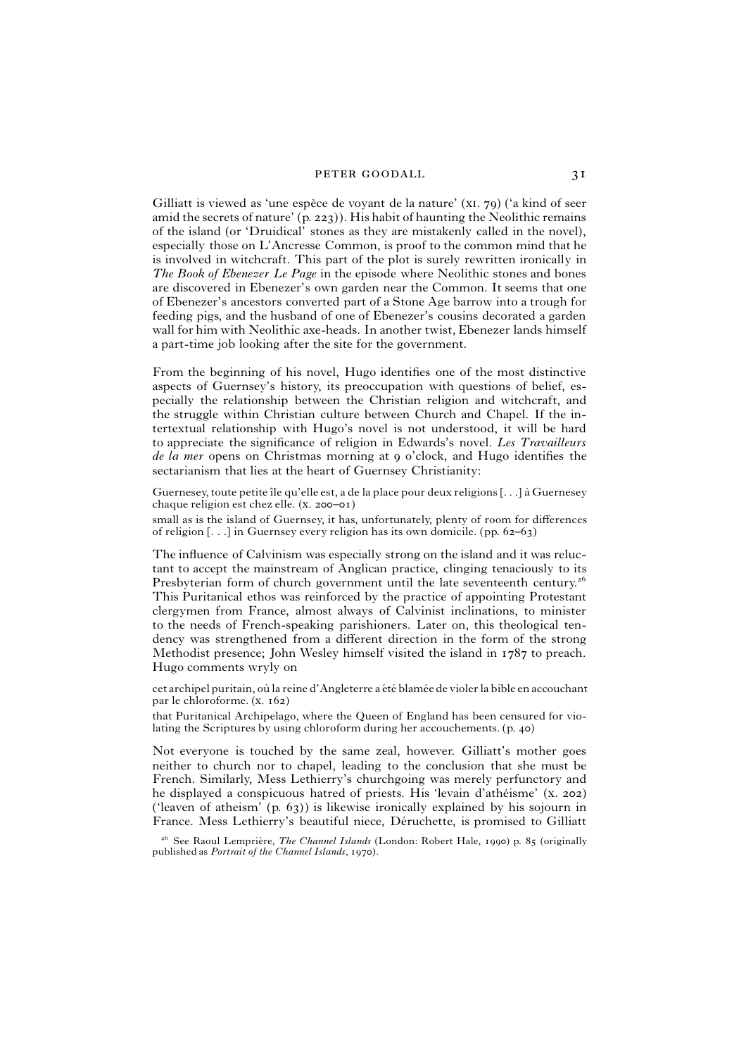Gilliatt is viewed as 'une espèce de voyant de la nature' (XI. 79) ('a kind of seer amid the secrets of nature' (p. 223)). His habit of haunting the Neolithic remains of the island (or 'Druidical' stones as they are mistakenly called in the novel), especially those on L'Ancresse Common, is proof to the common mind that he is involved in witchcraft. This part of the plot is surely rewritten ironically in *The Book of Ebenezer Le Page* in the episode where Neolithic stones and bones are discovered in Ebenezer's own garden near the Common. It seems that one of Ebenezer's ancestors converted part of a Stone Age barrow into a trough for feeding pigs, and the husband of one of Ebenezer's cousins decorated a garden wall for him with Neolithic axe-heads. In another twist, Ebenezer lands himself a part-time job looking after the site for the government.

From the beginning of his novel, Hugo identifies one of the most distinctive aspects of Guernsey's history, its preoccupation with questions of belief, especially the relationship between the Christian religion and witchcraft, and the struggle within Christian culture between Church and Chapel. If the intertextual relationship with Hugo's novel is not understood, it will be hard to appreciate the significance of religion in Edwards's novel. *Les Travailleurs de la mer* opens on Christmas morning at 9 o'clock, and Hugo identifies the sectarianism that lies at the heart of Guernsey Christianity:

> Guernesey, toute petite île qu'elle est, a de la place pour deux religions [. . .] à Guernesey chaque religion est chez elle. (X. 200–01)
>
> small as is the island of Guernsey, it has, unfortunately, plenty of room for differences of religion [. . .] in Guernsey every religion has its own domicile. (pp. 62–63)

The influence of Calvinism was especially strong on the island and it was reluctant to accept the mainstream of Anglican practice, clinging tenaciously to its Presbyterian form of church government until the late seventeenth century.[26] This Puritanical ethos was reinforced by the practice of appointing Protestant clergymen from France, almost always of Calvinist inclinations, to minister to the needs of French-speaking parishioners. Later on, this theological tendency was strengthened from a different direction in the form of the strong Methodist presence; John Wesley himself visited the island in 1787 to preach. Hugo comments wryly on

> cet archipel puritain, où la reine d'Angleterre a été blamée de violer la bible en accouchant par le chloroforme. (X. 162)
>
> that Puritanical Archipelago, where the Queen of England has been censured for violating the Scriptures by using chloroform during her accouchements. (p. 40)

Not everyone is touched by the same zeal, however. Gilliatt's mother goes neither to church nor to chapel, leading to the conclusion that she must be French. Similarly, Mess Lethierry's churchgoing was merely perfunctory and he displayed a conspicuous hatred of priests. His 'levain d'athéisme' (X. 202) ('leaven of atheism' (p. 63)) is likewise ironically explained by his sojourn in France. Mess Lethierry's beautiful niece, Déruchette, is promised to Gilliatt

[26] See Raoul Lemprière, *The Channel Islands* (London: Robert Hale, 1990) p. 85 (originally published as *Portrait of the Channel Islands*, 1970).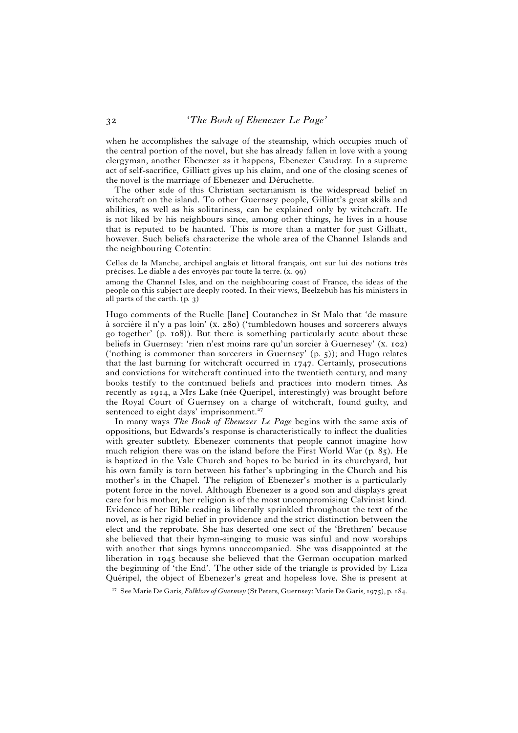when he accomplishes the salvage of the steamship, which occupies much of the central portion of the novel, but she has already fallen in love with a young clergyman, another Ebenezer as it happens, Ebenezer Caudray. In a supreme act of self-sacrifice, Gilliatt gives up his claim, and one of the closing scenes of the novel is the marriage of Ebenezer and Déruchette.

The other side of this Christian sectarianism is the widespread belief in witchcraft on the island. To other Guernsey people, Gilliatt's great skills and abilities, as well as his solitariness, can be explained only by witchcraft. He is not liked by his neighbours since, among other things, he lives in a house that is reputed to be haunted. This is more than a matter for just Gilliatt, however. Such beliefs characterize the whole area of the Channel Islands and the neighbouring Cotentin:

> Celles de la Manche, archipel anglais et littoral français, ont sur lui des notions très précises. Le diable a des envoyés par toute la terre. (x. 99)
>
> among the Channel Isles, and on the neighbouring coast of France, the ideas of the people on this subject are deeply rooted. In their views, Beelzebub has his ministers in all parts of the earth. (p. 3)

Hugo comments of the Ruelle [lane] Coutanchez in St Malo that 'de masure à sorcière il n'y a pas loin' (x. 280) ('tumbledown houses and sorcerers always go together' (p. 108)). But there is something particularly acute about these beliefs in Guernsey: 'rien n'est moins rare qu'un sorcier à Guernesey' (x. 102) ('nothing is commoner than sorcerers in Guernsey' (p. 5)); and Hugo relates that the last burning for witchcraft occurred in 1747. Certainly, prosecutions and convictions for witchcraft continued into the twentieth century, and many books testify to the continued beliefs and practices into modern times. As recently as 1914, a Mrs Lake (née Queripel, interestingly) was brought before the Royal Court of Guernsey on a charge of witchcraft, found guilty, and sentenced to eight days' imprisonment.[27]

In many ways *The Book of Ebenezer Le Page* begins with the same axis of oppositions, but Edwards's response is characteristically to inflect the dualities with greater subtlety. Ebenezer comments that people cannot imagine how much religion there was on the island before the First World War (p. 85). He is baptized in the Vale Church and hopes to be buried in its churchyard, but his own family is torn between his father's upbringing in the Church and his mother's in the Chapel. The religion of Ebenezer's mother is a particularly potent force in the novel. Although Ebenezer is a good son and displays great care for his mother, her religion is of the most uncompromising Calvinist kind. Evidence of her Bible reading is liberally sprinkled throughout the text of the novel, as is her rigid belief in providence and the strict distinction between the elect and the reprobate. She has deserted one sect of the 'Brethren' because she believed that their hymn-singing to music was sinful and now worships with another that sings hymns unaccompanied. She was disappointed at the liberation in 1945 because she believed that the German occupation marked the beginning of 'the End'. The other side of the triangle is provided by Liza Quéripel, the object of Ebenezer's great and hopeless love. She is present at

[27] See Marie De Garis, *Folklore of Guernsey* (St Peters, Guernsey: Marie De Garis, 1975), p. 184.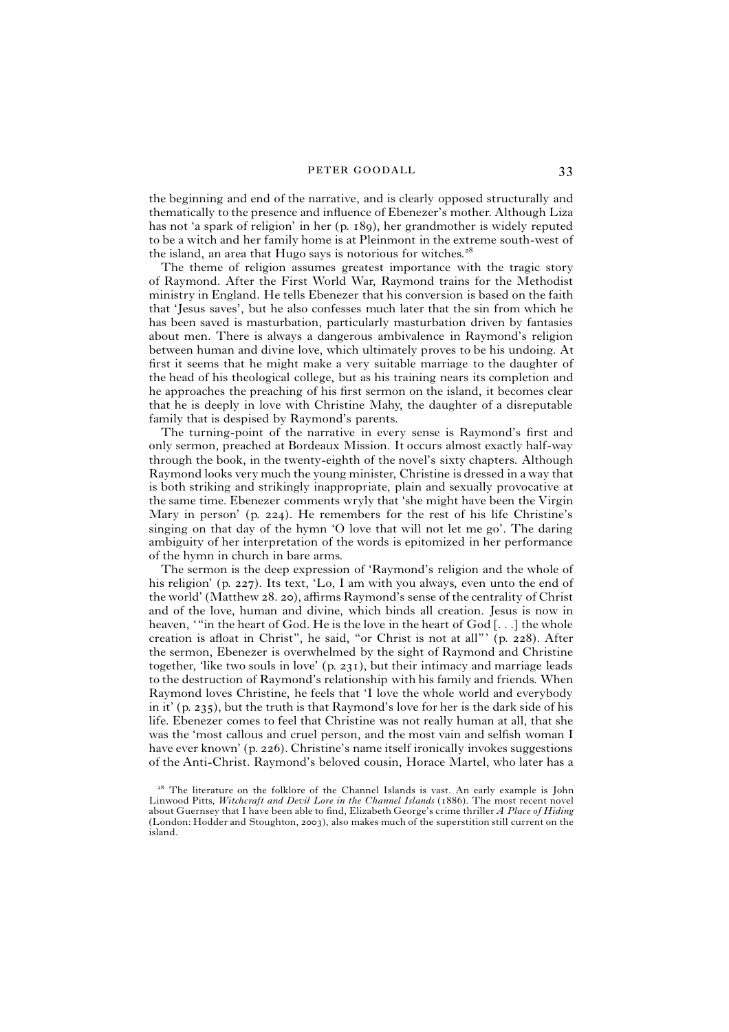the beginning and end of the narrative, and is clearly opposed structurally and thematically to the presence and influence of Ebenezer's mother. Although Liza has not 'a spark of religion' in her (p. 189), her grandmother is widely reputed to be a witch and her family home is at Pleinmont in the extreme south-west of the island, an area that Hugo says is notorious for witches.[28]

The theme of religion assumes greatest importance with the tragic story of Raymond. After the First World War, Raymond trains for the Methodist ministry in England. He tells Ebenezer that his conversion is based on the faith that 'Jesus saves', but he also confesses much later that the sin from which he has been saved is masturbation, particularly masturbation driven by fantasies about men. There is always a dangerous ambivalence in Raymond's religion between human and divine love, which ultimately proves to be his undoing. At first it seems that he might make a very suitable marriage to the daughter of the head of his theological college, but as his training nears its completion and he approaches the preaching of his first sermon on the island, it becomes clear that he is deeply in love with Christine Mahy, the daughter of a disreputable family that is despised by Raymond's parents.

The turning-point of the narrative in every sense is Raymond's first and only sermon, preached at Bordeaux Mission. It occurs almost exactly half-way through the book, in the twenty-eighth of the novel's sixty chapters. Although Raymond looks very much the young minister, Christine is dressed in a way that is both striking and strikingly inappropriate, plain and sexually provocative at the same time. Ebenezer comments wryly that 'she might have been the Virgin Mary in person' (p. 224). He remembers for the rest of his life Christine's singing on that day of the hymn 'O love that will not let me go'. The daring ambiguity of her interpretation of the words is epitomized in her performance of the hymn in church in bare arms.

The sermon is the deep expression of 'Raymond's religion and the whole of his religion' (p. 227). Its text, 'Lo, I am with you always, even unto the end of the world' (Matthew 28. 20), affirms Raymond's sense of the centrality of Christ and of the love, human and divine, which binds all creation. Jesus is now in heaven, '"in the heart of God. He is the love in the heart of God [. . .] the whole creation is afloat in Christ", he said, "or Christ is not at all"' (p. 228). After the sermon, Ebenezer is overwhelmed by the sight of Raymond and Christine together, 'like two souls in love' (p. 231), but their intimacy and marriage leads to the destruction of Raymond's relationship with his family and friends. When Raymond loves Christine, he feels that 'I love the whole world and everybody in it' (p. 235), but the truth is that Raymond's love for her is the dark side of his life. Ebenezer comes to feel that Christine was not really human at all, that she was the 'most callous and cruel person, and the most vain and selfish woman I have ever known' (p. 226). Christine's name itself ironically invokes suggestions of the Anti-Christ. Raymond's beloved cousin, Horace Martel, who later has a

[28] The literature on the folklore of the Channel Islands is vast. An early example is John Linwood Pitts, *Witchcraft and Devil Lore in the Channel Islands* (1886). The most recent novel about Guernsey that I have been able to find, Elizabeth George's crime thriller *A Place of Hiding* (London: Hodder and Stoughton, 2003), also makes much of the superstition still current on the island.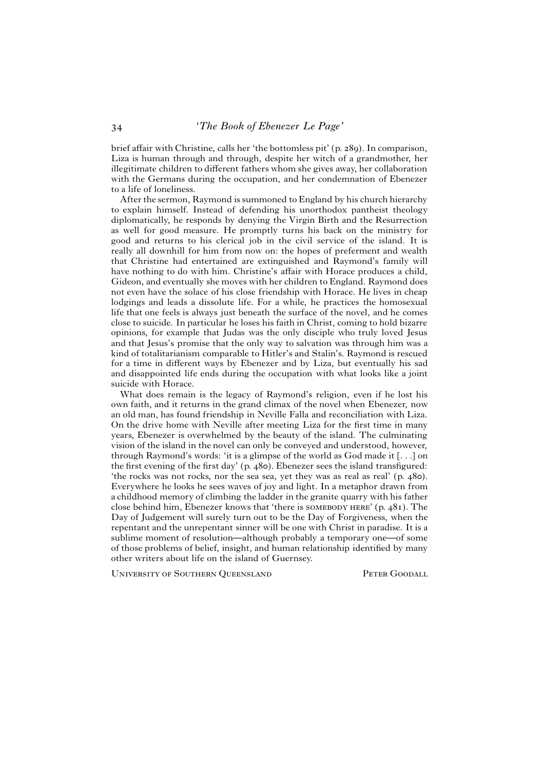brief affair with Christine, calls her 'the bottomless pit' (p. 289). In comparison, Liza is human through and through, despite her witch of a grandmother, her illegitimate children to different fathers whom she gives away, her collaboration with the Germans during the occupation, and her condemnation of Ebenezer to a life of loneliness.

After the sermon, Raymond is summoned to England by his church hierarchy to explain himself. Instead of defending his unorthodox pantheist theology diplomatically, he responds by denying the Virgin Birth and the Resurrection as well for good measure. He promptly turns his back on the ministry for good and returns to his clerical job in the civil service of the island. It is really all downhill for him from now on: the hopes of preferment and wealth that Christine had entertained are extinguished and Raymond's family will have nothing to do with him. Christine's affair with Horace produces a child, Gideon, and eventually she moves with her children to England. Raymond does not even have the solace of his close friendship with Horace. He lives in cheap lodgings and leads a dissolute life. For a while, he practices the homosexual life that one feels is always just beneath the surface of the novel, and he comes close to suicide. In particular he loses his faith in Christ, coming to hold bizarre opinions, for example that Judas was the only disciple who truly loved Jesus and that Jesus's promise that the only way to salvation was through him was a kind of totalitarianism comparable to Hitler's and Stalin's. Raymond is rescued for a time in different ways by Ebenezer and by Liza, but eventually his sad and disappointed life ends during the occupation with what looks like a joint suicide with Horace.

What does remain is the legacy of Raymond's religion, even if he lost his own faith, and it returns in the grand climax of the novel when Ebenezer, now an old man, has found friendship in Neville Falla and reconciliation with Liza. On the drive home with Neville after meeting Liza for the first time in many years, Ebenezer is overwhelmed by the beauty of the island. The culminating vision of the island in the novel can only be conveyed and understood, however, through Raymond's words: 'it is a glimpse of the world as God made it [. . .] on the first evening of the first day' (p. 480). Ebenezer sees the island transfigured: 'the rocks was not rocks, nor the sea sea, yet they was as real as real' (p. 480). Everywhere he looks he sees waves of joy and light. In a metaphor drawn from a childhood memory of climbing the ladder in the granite quarry with his father close behind him, Ebenezer knows that 'there is SOMEBODY HERE' (p. 481). The Day of Judgement will surely turn out to be the Day of Forgiveness, when the repentant and the unrepentant sinner will be one with Christ in paradise. It is a sublime moment of resolution—although probably a temporary one—of some of those problems of belief, insight, and human relationship identified by many other writers about life on the island of Guernsey.

UNIVERSITY OF SOUTHERN QUEENSLAND — PETER GOODALL